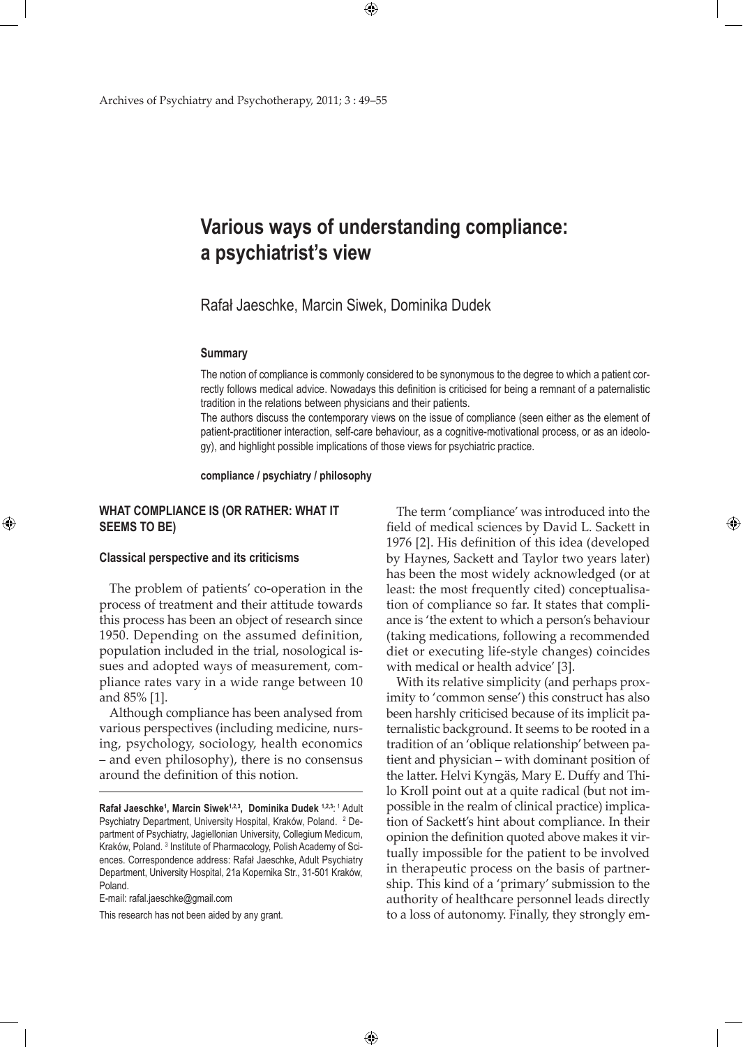# Various ways of understanding compliance: a psychiatrist's view

Rafał Jaeschke, Marcin Siwek, Dominika Dudek

### Summary

The notion of compliance is commonly considered to be synonymous to the degree to which a patient correctly follows medical advice. Nowadays this definition is criticised for being a remnant of a paternalistic tradition in the relations between physicians and their patients.

The authors discuss the contemporary views on the issue of compliance (seen either as the element of patient-practitioner interaction, self-care behaviour, as a cognitive-motivational process, or as an ideology), and highlight possible implications of those views for psychiatric practice.

**compliance / psychiatry / philosophy**

## WHAT COMPLIANCE IS (OR RATHER: WHAT IT SEEMS TO BE)

### Classical perspective and its criticisms

The problem of patients' co-operation in the process of treatment and their attitude towards this process has been an object of research since 1950. Depending on the assumed definition, population included in the trial, nosological issues and adopted ways of measurement, compliance rates vary in a wide range between 10 and 85% [1].

Although compliance has been analysed from various perspectives (including medicine, nursing, psychology, sociology, health economics – and even philosophy), there is no consensus around the definition of this notion.

The term 'compliance' was introduced into the field of medical sciences by David L. Sackett in 1976 [2]. His definition of this idea (developed by Haynes, Sackett and Taylor two years later) has been the most widely acknowledged (or at least: the most frequently cited) conceptualisation of compliance so far. It states that compliance is 'the extent to which a person's behaviour (taking medications, following a recommended diet or executing life-style changes) coincides with medical or health advice' [3].

With its relative simplicity (and perhaps proximity to 'common sense') this construct has also been harshly criticised because of its implicit paternalistic background. It seems to be rooted in a tradition of an 'oblique relationship' between patient and physician – with dominant position of the latter. Helvi Kyngäs, Mary E. Duffy and Thilo Kroll point out at a quite radical (but not impossible in the realm of clinical practice) implication of Sackett's hint about compliance. In their opinion the definition quoted above makes it virtually impossible for the patient to be involved in therapeutic process on the basis of partnership. This kind of a 'primary' submission to the authority of healthcare personnel leads directly to a loss of autonomy. Finally, they strongly em-

---

**Rafał Jaeschke**[1], **Marcin Siwek**[1,2,3], **Dominika Dudek**[1,2,3]: [1] Adult Psychiatry Department, University Hospital, Kraków, Poland. [2] Department of Psychiatry, Jagiellonian University, Collegium Medicum, Kraków, Poland. [3] Institute of Pharmacology, Polish Academy of Sciences. Correspondence address: Rafał Jaeschke, Adult Psychiatry Department, University Hospital, 21a Kopernika Str., 31-501 Kraków, Poland.

E-mail: rafal.jaeschke@gmail.com

This research has not been aided by any grant.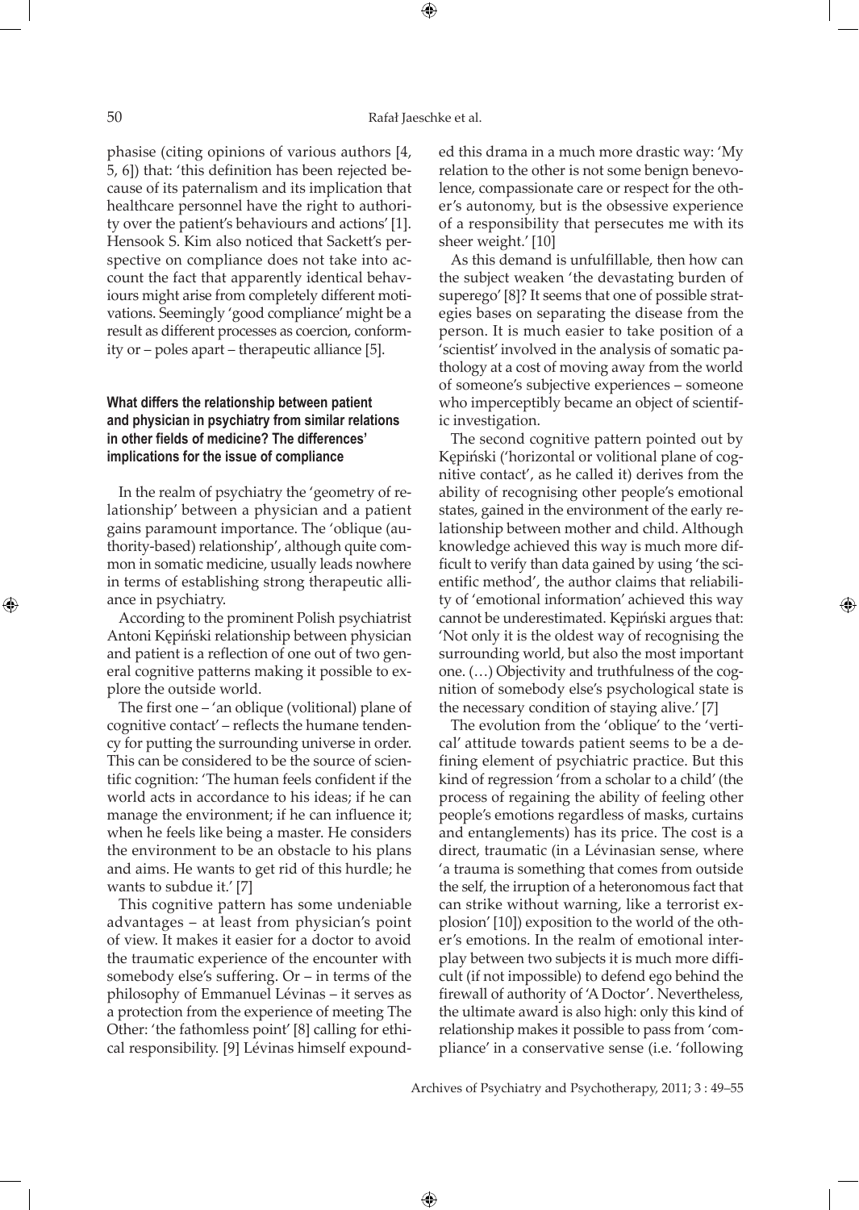phasise (citing opinions of various authors [4, 5, 6]) that: 'this definition has been rejected because of its paternalism and its implication that healthcare personnel have the right to authority over the patient's behaviours and actions' [1]. Hensook S. Kim also noticed that Sackett's perspective on compliance does not take into account the fact that apparently identical behaviours might arise from completely different motivations. Seemingly 'good compliance' might be a result as different processes as coercion, conformity or – poles apart – therapeutic alliance [5].

### What differs the relationship between patient and physician in psychiatry from similar relations in other fields of medicine? The differences' implications for the issue of compliance

In the realm of psychiatry the 'geometry of relationship' between a physician and a patient gains paramount importance. The 'oblique (authority-based) relationship', although quite common in somatic medicine, usually leads nowhere in terms of establishing strong therapeutic alliance in psychiatry.

According to the prominent Polish psychiatrist Antoni Kępiński relationship between physician and patient is a reflection of one out of two general cognitive patterns making it possible to explore the outside world.

The first one – 'an oblique (volitional) plane of cognitive contact' – reflects the humane tendency for putting the surrounding universe in order. This can be considered to be the source of scientific cognition: 'The human feels confident if the world acts in accordance to his ideas; if he can manage the environment; if he can influence it; when he feels like being a master. He considers the environment to be an obstacle to his plans and aims. He wants to get rid of this hurdle; he wants to subdue it.' [7]

This cognitive pattern has some undeniable advantages – at least from physician's point of view. It makes it easier for a doctor to avoid the traumatic experience of the encounter with somebody else's suffering. Or – in terms of the philosophy of Emmanuel Lévinas – it serves as a protection from the experience of meeting The Other: 'the fathomless point' [8] calling for ethical responsibility. [9] Lévinas himself expounded this drama in a much more drastic way: 'My relation to the other is not some benign benevolence, compassionate care or respect for the other's autonomy, but is the obsessive experience of a responsibility that persecutes me with its sheer weight.' [10]

As this demand is unfulfillable, then how can the subject weaken 'the devastating burden of superego' [8]? It seems that one of possible strategies bases on separating the disease from the person. It is much easier to take position of a 'scientist' involved in the analysis of somatic pathology at a cost of moving away from the world of someone's subjective experiences – someone who imperceptibly became an object of scientific investigation.

The second cognitive pattern pointed out by Kępiński ('horizontal or volitional plane of cognitive contact', as he called it) derives from the ability of recognising other people's emotional states, gained in the environment of the early relationship between mother and child. Although knowledge achieved this way is much more difficult to verify than data gained by using 'the scientific method', the author claims that reliability of 'emotional information' achieved this way cannot be underestimated. Kępiński argues that: 'Not only it is the oldest way of recognising the surrounding world, but also the most important one. (…) Objectivity and truthfulness of the cognition of somebody else's psychological state is the necessary condition of staying alive.' [7]

The evolution from the 'oblique' to the 'vertical' attitude towards patient seems to be a defining element of psychiatric practice. But this kind of regression 'from a scholar to a child' (the process of regaining the ability of feeling other people's emotions regardless of masks, curtains and entanglements) has its price. The cost is a direct, traumatic (in a Lévinasian sense, where 'a trauma is something that comes from outside the self, the irruption of a heteronomous fact that can strike without warning, like a terrorist explosion' [10]) exposition to the world of the other's emotions. In the realm of emotional interplay between two subjects it is much more difficult (if not impossible) to defend ego behind the firewall of authority of 'A Doctor'. Nevertheless, the ultimate award is also high: only this kind of relationship makes it possible to pass from 'compliance' in a conservative sense (i.e. 'following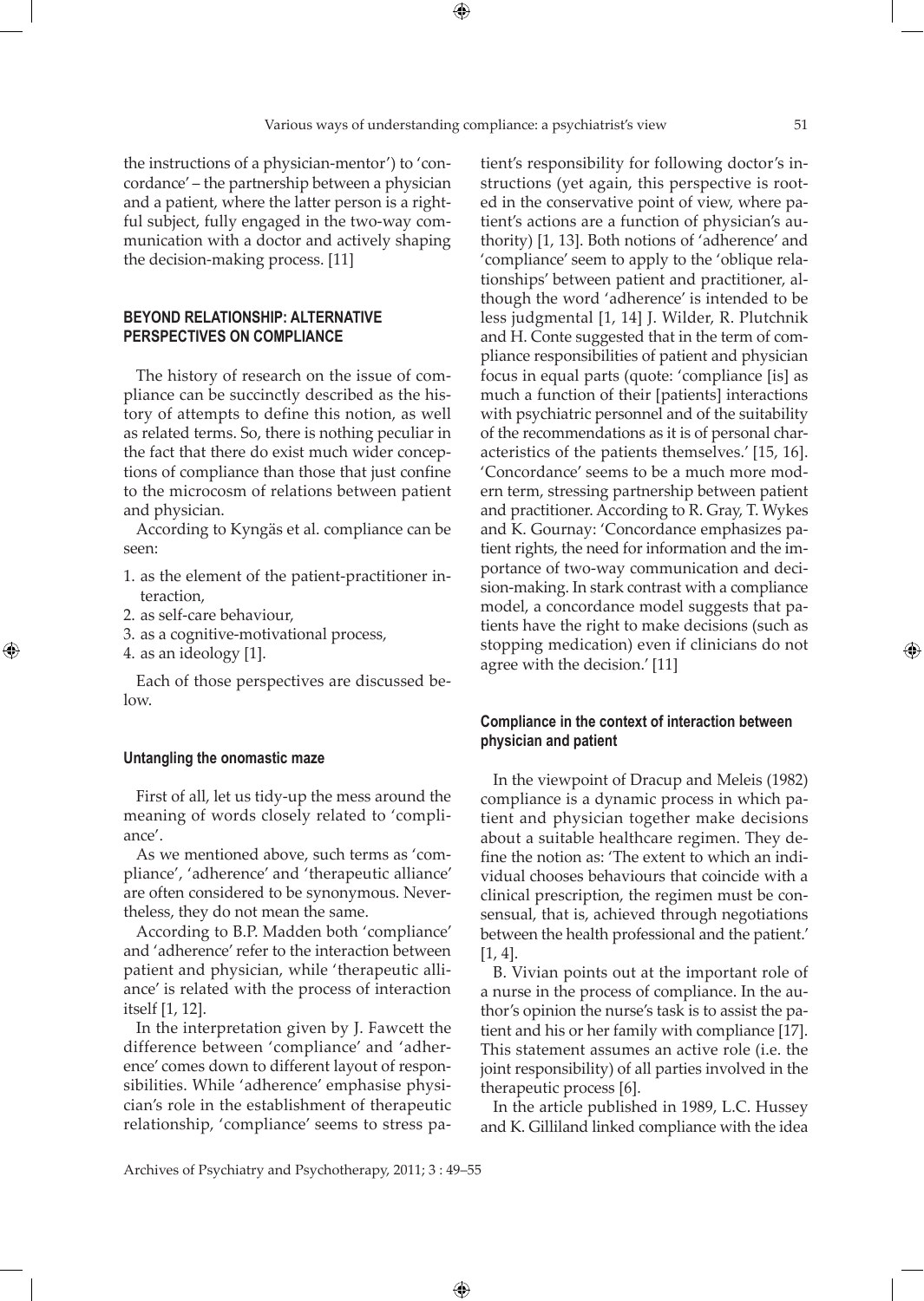the instructions of a physician-mentor') to 'concordance' – the partnership between a physician and a patient, where the latter person is a rightful subject, fully engaged in the two-way communication with a doctor and actively shaping the decision-making process. [11]

## BEYOND RELATIONSHIP: ALTERNATIVE PERSPECTIVES ON COMPLIANCE

The history of research on the issue of compliance can be succinctly described as the history of attempts to define this notion, as well as related terms. So, there is nothing peculiar in the fact that there do exist much wider conceptions of compliance than those that just confine to the microcosm of relations between patient and physician.

According to Kyngäs et al. compliance can be seen:

1. as the element of the patient-practitioner interaction,
2. as self-care behaviour,
3. as a cognitive-motivational process,
4. as an ideology [1].

Each of those perspectives are discussed below.

### Untangling the onomastic maze

First of all, let us tidy-up the mess around the meaning of words closely related to 'compliance'.

As we mentioned above, such terms as 'compliance', 'adherence' and 'therapeutic alliance' are often considered to be synonymous. Nevertheless, they do not mean the same.

According to B.P. Madden both 'compliance' and 'adherence' refer to the interaction between patient and physician, while 'therapeutic alliance' is related with the process of interaction itself [1, 12].

In the interpretation given by J. Fawcett the difference between 'compliance' and 'adherence' comes down to different layout of responsibilities. While 'adherence' emphasise physician's role in the establishment of therapeutic relationship, 'compliance' seems to stress patient's responsibility for following doctor's instructions (yet again, this perspective is rooted in the conservative point of view, where patient's actions are a function of physician's authority) [1, 13]. Both notions of 'adherence' and 'compliance' seem to apply to the 'oblique relationships' between patient and practitioner, although the word 'adherence' is intended to be less judgmental [1, 14] J. Wilder, R. Plutchnik and H. Conte suggested that in the term of compliance responsibilities of patient and physician focus in equal parts (quote: 'compliance [is] as much a function of their [patients] interactions with psychiatric personnel and of the suitability of the recommendations as it is of personal characteristics of the patients themselves.' [15, 16]. 'Concordance' seems to be a much more modern term, stressing partnership between patient and practitioner. According to R. Gray, T. Wykes and K. Gournay: 'Concordance emphasizes patient rights, the need for information and the importance of two-way communication and decision-making. In stark contrast with a compliance model, a concordance model suggests that patients have the right to make decisions (such as stopping medication) even if clinicians do not agree with the decision.' [11]

### Compliance in the context of interaction between physician and patient

In the viewpoint of Dracup and Meleis (1982) compliance is a dynamic process in which patient and physician together make decisions about a suitable healthcare regimen. They define the notion as: 'The extent to which an individual chooses behaviours that coincide with a clinical prescription, the regimen must be consensual, that is, achieved through negotiations between the health professional and the patient.' [1, 4].

B. Vivian points out at the important role of a nurse in the process of compliance. In the author's opinion the nurse's task is to assist the patient and his or her family with compliance [17]. This statement assumes an active role (i.e. the joint responsibility) of all parties involved in the therapeutic process [6].

In the article published in 1989, L.C. Hussey and K. Gilliland linked compliance with the idea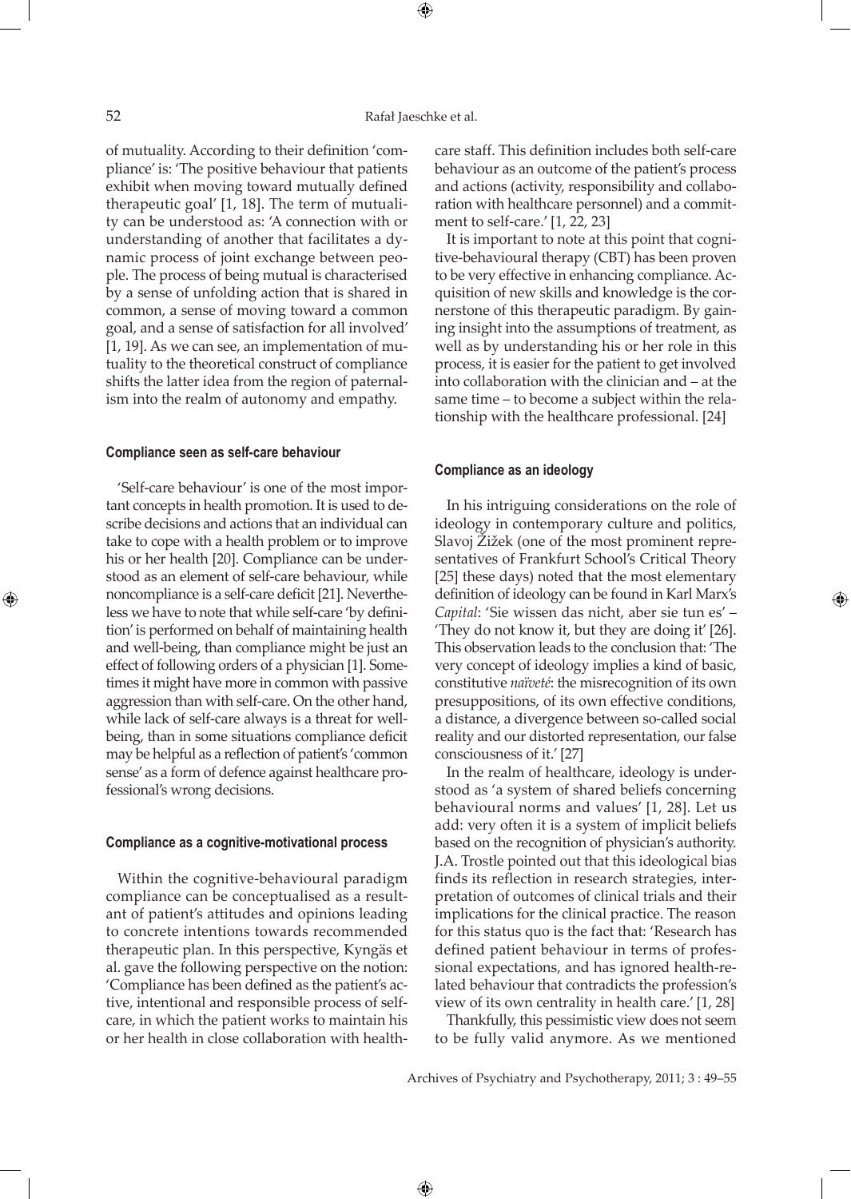of mutuality. According to their definition 'compliance' is: 'The positive behaviour that patients exhibit when moving toward mutually defined therapeutic goal' [1, 18]. The term of mutuality can be understood as: 'A connection with or understanding of another that facilitates a dynamic process of joint exchange between people. The process of being mutual is characterised by a sense of unfolding action that is shared in common, a sense of moving toward a common goal, and a sense of satisfaction for all involved' [1, 19]. As we can see, an implementation of mutuality to the theoretical construct of compliance shifts the latter idea from the region of paternalism into the realm of autonomy and empathy.

#### Compliance seen as self-care behaviour

'Self-care behaviour' is one of the most important concepts in health promotion. It is used to describe decisions and actions that an individual can take to cope with a health problem or to improve his or her health [20]. Compliance can be understood as an element of self-care behaviour, while noncompliance is a self-care deficit [21]. Nevertheless we have to note that while self-care 'by definition' is performed on behalf of maintaining health and well-being, than compliance might be just an effect of following orders of a physician [1]. Sometimes it might have more in common with passive aggression than with self-care. On the other hand, while lack of self-care always is a threat for well-being, than in some situations compliance deficit may be helpful as a reflection of patient's 'common sense' as a form of defence against healthcare professional's wrong decisions.

#### Compliance as a cognitive-motivational process

Within the cognitive-behavioural paradigm compliance can be conceptualised as a resultant of patient's attitudes and opinions leading to concrete intentions towards recommended therapeutic plan. In this perspective, Kyngäs et al. gave the following perspective on the notion: 'Compliance has been defined as the patient's active, intentional and responsible process of self-care, in which the patient works to maintain his or her health in close collaboration with healthcare staff. This definition includes both self-care behaviour as an outcome of the patient's process and actions (activity, responsibility and collaboration with healthcare personnel) and a commitment to self-care.' [1, 22, 23]

It is important to note at this point that cognitive-behavioural therapy (CBT) has been proven to be very effective in enhancing compliance. Acquisition of new skills and knowledge is the cornerstone of this therapeutic paradigm. By gaining insight into the assumptions of treatment, as well as by understanding his or her role in this process, it is easier for the patient to get involved into collaboration with the clinician and – at the same time – to become a subject within the relationship with the healthcare professional. [24]

#### Compliance as an ideology

In his intriguing considerations on the role of ideology in contemporary culture and politics, Slavoj Žižek (one of the most prominent representatives of Frankfurt School's Critical Theory [25] these days) noted that the most elementary definition of ideology can be found in Karl Marx's *Capital*: 'Sie wissen das nicht, aber sie tun es' – 'They do not know it, but they are doing it' [26]. This observation leads to the conclusion that: 'The very concept of ideology implies a kind of basic, constitutive *naïveté*: the misrecognition of its own presuppositions, of its own effective conditions, a distance, a divergence between so-called social reality and our distorted representation, our false consciousness of it.' [27]

In the realm of healthcare, ideology is understood as 'a system of shared beliefs concerning behavioural norms and values' [1, 28]. Let us add: very often it is a system of implicit beliefs based on the recognition of physician's authority. J.A. Trostle pointed out that this ideological bias finds its reflection in research strategies, interpretation of outcomes of clinical trials and their implications for the clinical practice. The reason for this status quo is the fact that: 'Research has defined patient behaviour in terms of professional expectations, and has ignored health-related behaviour that contradicts the profession's view of its own centrality in health care.' [1, 28]

Thankfully, this pessimistic view does not seem to be fully valid anymore. As we mentioned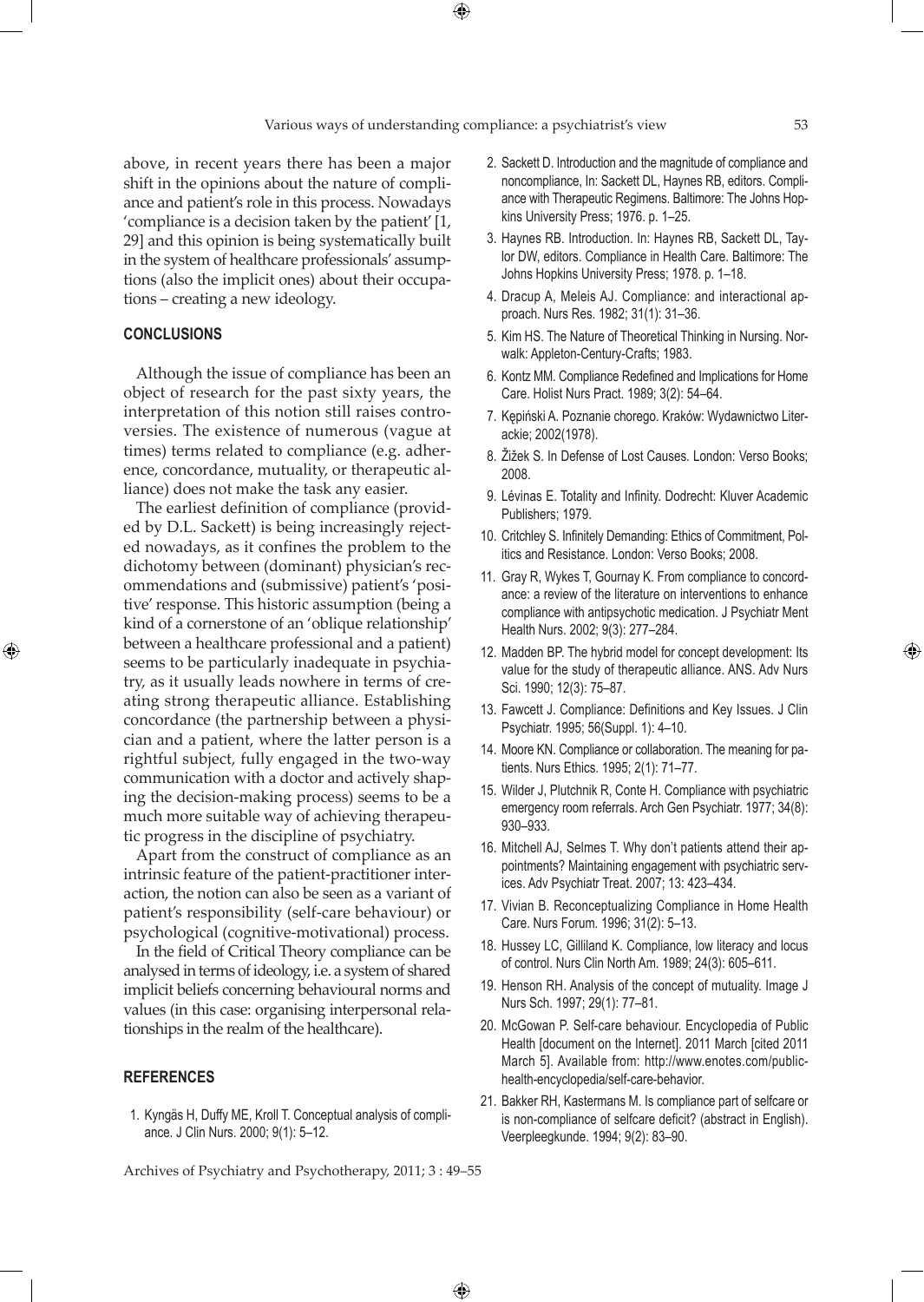above, in recent years there has been a major shift in the opinions about the nature of compliance and patient's role in this process. Nowadays 'compliance is a decision taken by the patient' [1, 29] and this opinion is being systematically built in the system of healthcare professionals' assumptions (also the implicit ones) about their occupations – creating a new ideology.

## CONCLUSIONS

Although the issue of compliance has been an object of research for the past sixty years, the interpretation of this notion still raises controversies. The existence of numerous (vague at times) terms related to compliance (e.g. adherence, concordance, mutuality, or therapeutic alliance) does not make the task any easier.

The earliest definition of compliance (provided by D.L. Sackett) is being increasingly rejected nowadays, as it confines the problem to the dichotomy between (dominant) physician's recommendations and (submissive) patient's 'positive' response. This historic assumption (being a kind of a cornerstone of an 'oblique relationship' between a healthcare professional and a patient) seems to be particularly inadequate in psychiatry, as it usually leads nowhere in terms of creating strong therapeutic alliance. Establishing concordance (the partnership between a physician and a patient, where the latter person is a rightful subject, fully engaged in the two-way communication with a doctor and actively shaping the decision-making process) seems to be a much more suitable way of achieving therapeutic progress in the discipline of psychiatry.

Apart from the construct of compliance as an intrinsic feature of the patient-practitioner interaction, the notion can also be seen as a variant of patient's responsibility (self-care behaviour) or psychological (cognitive-motivational) process.

In the field of Critical Theory compliance can be analysed in terms of ideology, i.e. a system of shared implicit beliefs concerning behavioural norms and values (in this case: organising interpersonal relationships in the realm of the healthcare).

## REFERENCES

1. Kyngäs H, Duffy ME, Kroll T. Conceptual analysis of compliance. J Clin Nurs. 2000; 9(1): 5–12.
2. Sackett D. Introduction and the magnitude of compliance and noncompliance, In: Sackett DL, Haynes RB, editors. Compliance with Therapeutic Regimens. Baltimore: The Johns Hopkins University Press; 1976. p. 1–25.
3. Haynes RB. Introduction. In: Haynes RB, Sackett DL, Taylor DW, editors. Compliance in Health Care. Baltimore: The Johns Hopkins University Press; 1978. p. 1–18.
4. Dracup A, Meleis AJ. Compliance: and interactional approach. Nurs Res. 1982; 31(1): 31–36.
5. Kim HS. The Nature of Theoretical Thinking in Nursing. Norwalk: Appleton-Century-Crafts; 1983.
6. Kontz MM. Compliance Redefined and Implications for Home Care. Holist Nurs Pract. 1989; 3(2): 54–64.
7. Kępiński A. Poznanie chorego. Kraków: Wydawnictwo Literackie; 2002(1978).
8. Žižek S. In Defense of Lost Causes. London: Verso Books; 2008.
9. Lévinas E. Totality and Infinity. Dodrecht: Kluver Academic Publishers; 1979.
10. Critchley S. Infinitely Demanding: Ethics of Commitment, Politics and Resistance. London: Verso Books; 2008.
11. Gray R, Wykes T, Gournay K. From compliance to concordance: a review of the literature on interventions to enhance compliance with antipsychotic medication. J Psychiatr Ment Health Nurs. 2002; 9(3): 277–284.
12. Madden BP. The hybrid model for concept development: Its value for the study of therapeutic alliance. ANS. Adv Nurs Sci. 1990; 12(3): 75–87.
13. Fawcett J. Compliance: Definitions and Key Issues. J Clin Psychiatr. 1995; 56(Suppl. 1): 4–10.
14. Moore KN. Compliance or collaboration. The meaning for patients. Nurs Ethics. 1995; 2(1): 71–77.
15. Wilder J, Plutchnik R, Conte H. Compliance with psychiatric emergency room referrals. Arch Gen Psychiatr. 1977; 34(8): 930–933.
16. Mitchell AJ, Selmes T. Why don't patients attend their appointments? Maintaining engagement with psychiatric services. Adv Psychiatr Treat. 2007; 13: 423–434.
17. Vivian B. Reconceptualizing Compliance in Home Health Care. Nurs Forum. 1996; 31(2): 5–13.
18. Hussey LC, Gilliland K. Compliance, low literacy and locus of control. Nurs Clin North Am. 1989; 24(3): 605–611.
19. Henson RH. Analysis of the concept of mutuality. Image J Nurs Sch. 1997; 29(1): 77–81.
20. McGowan P. Self-care behaviour. Encyclopedia of Public Health [document on the Internet]. 2011 March [cited 2011 March 5]. Available from: http://www.enotes.com/public-health-encyclopedia/self-care-behavior.
21. Bakker RH, Kastermans M. Is compliance part of selfcare or is non-compliance of selfcare deficit? (abstract in English). Veerpleegkunde. 1994; 9(2): 83–90.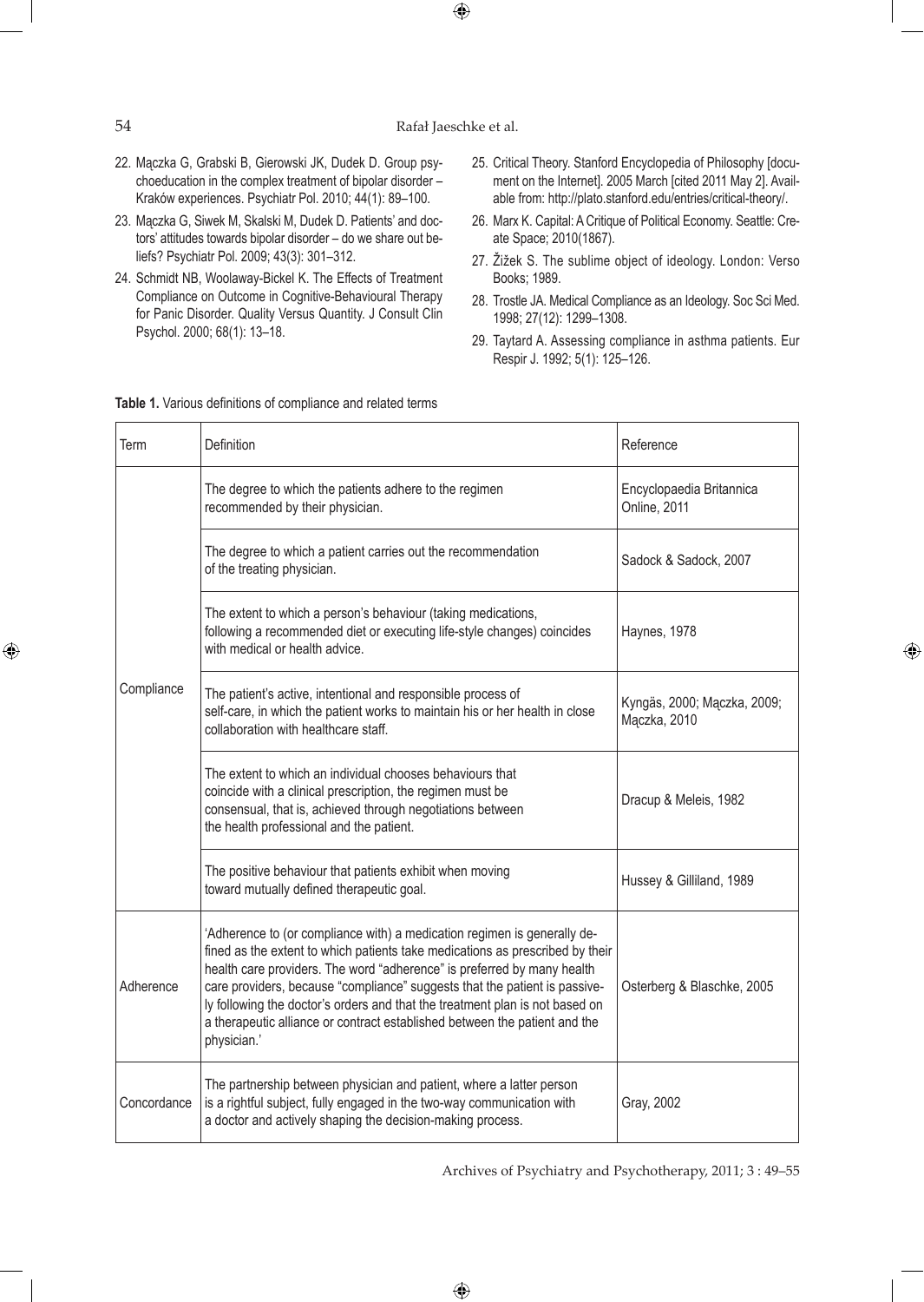22. Mączka G, Grabski B, Gierowski JK, Dudek D. Group psychoeducation in the complex treatment of bipolar disorder – Kraków experiences. Psychiatr Pol. 2010; 44(1): 89–100.
23. Mączka G, Siwek M, Skalski M, Dudek D. Patients' and doctors' attitudes towards bipolar disorder – do we share out beliefs? Psychiatr Pol. 2009; 43(3): 301–312.
24. Schmidt NB, Woolaway-Bickel K. The Effects of Treatment Compliance on Outcome in Cognitive-Behavioural Therapy for Panic Disorder. Quality Versus Quantity. J Consult Clin Psychol. 2000; 68(1): 13–18.
25. Critical Theory. Stanford Encyclopedia of Philosophy [document on the Internet]. 2005 March [cited 2011 May 2]. Available from: http://plato.stanford.edu/entries/critical-theory/.
26. Marx K. Capital: A Critique of Political Economy. Seattle: Create Space; 2010(1867).
27. Žižek S. The sublime object of ideology. London: Verso Books; 1989.
28. Trostle JA. Medical Compliance as an Ideology. Soc Sci Med. 1998; 27(12): 1299–1308.
29. Taytard A. Assessing compliance in asthma patients. Eur Respir J. 1992; 5(1): 125–126.

**Table 1.** Various definitions of compliance and related terms

| Term | Definition | Reference |
|---|---|---|
| Compliance | The degree to which the patients adhere to the regimen recommended by their physician. | Encyclopaedia Britannica Online, 2011 |
| | The degree to which a patient carries out the recommendation of the treating physician. | Sadock & Sadock, 2007 |
| | The extent to which a person's behaviour (taking medications, following a recommended diet or executing life-style changes) coincides with medical or health advice. | Haynes, 1978 |
| | The patient's active, intentional and responsible process of self-care, in which the patient works to maintain his or her health in close collaboration with healthcare staff. | Kyngäs, 2000; Mączka, 2009; Mączka, 2010 |
| | The extent to which an individual chooses behaviours that coincide with a clinical prescription, the regimen must be consensual, that is, achieved through negotiations between the health professional and the patient. | Dracup & Meleis, 1982 |
| | The positive behaviour that patients exhibit when moving toward mutually defined therapeutic goal. | Hussey & Gilliland, 1989 |
| Adherence | 'Adherence to (or compliance with) a medication regimen is generally defined as the extent to which patients take medications as prescribed by their health care providers. The word "adherence" is preferred by many health care providers, because "compliance" suggests that the patient is passively following the doctor's orders and that the treatment plan is not based on a therapeutic alliance or contract established between the patient and the physician.' | Osterberg & Blaschke, 2005 |
| Concordance | The partnership between physician and patient, where a latter person is a rightful subject, fully engaged in the two-way communication with a doctor and actively shaping the decision-making process. | Gray, 2002 |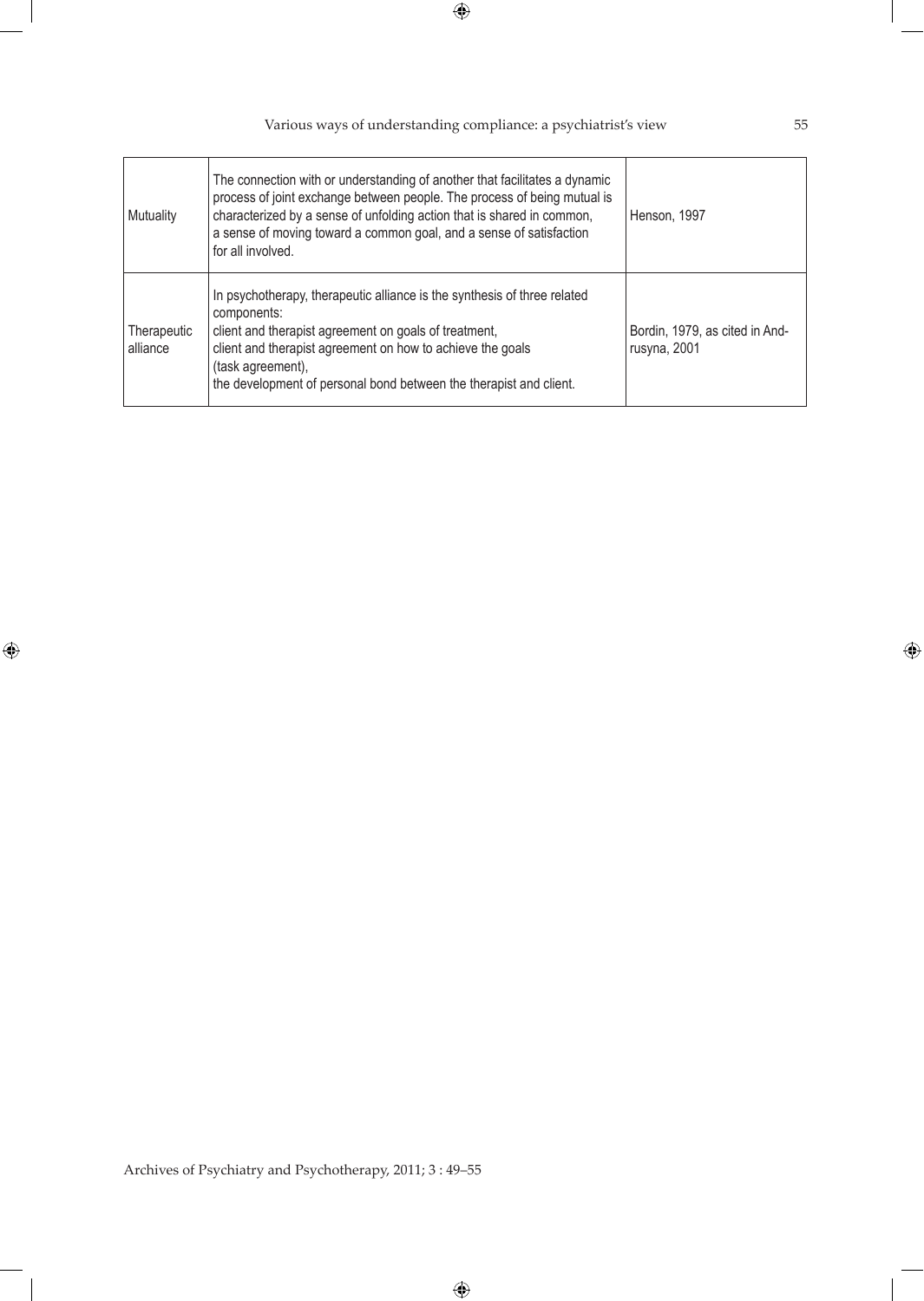| | | |
|---|---|---|
| Mutuality | The connection with or understanding of another that facilitates a dynamic process of joint exchange between people. The process of being mutual is characterized by a sense of unfolding action that is shared in common, a sense of moving toward a common goal, and a sense of satisfaction for all involved. | Henson, 1997 |
| Therapeutic alliance | In psychotherapy, therapeutic alliance is the synthesis of three related components:<br>client and therapist agreement on goals of treatment,<br>client and therapist agreement on how to achieve the goals (task agreement),<br>the development of personal bond between the therapist and client. | Bordin, 1979, as cited in Andrusyna, 2001 |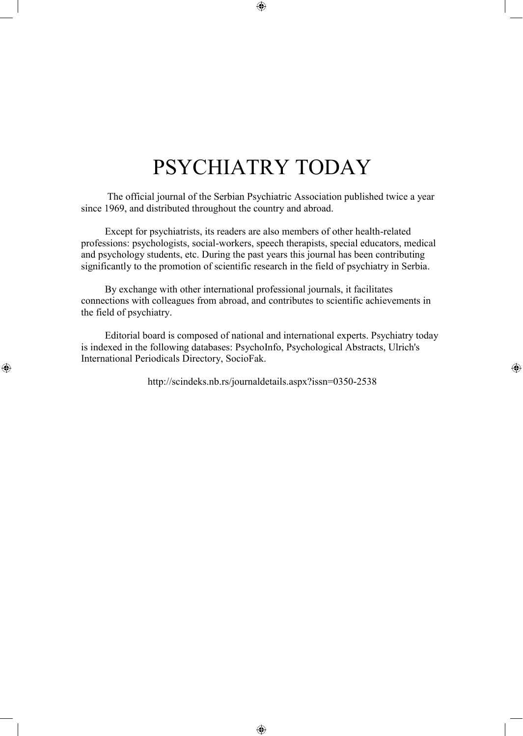# PSYCHIATRY TODAY

The official journal of the Serbian Psychiatric Association published twice a year since 1969, and distributed throughout the country and abroad.

Except for psychiatrists, its readers are also members of other health-related professions: psychologists, social-workers, speech therapists, special educators, medical and psychology students, etc. During the past years this journal has been contributing significantly to the promotion of scientific research in the field of psychiatry in Serbia.

By exchange with other international professional journals, it facilitates connections with colleagues from abroad, and contributes to scientific achievements in the field of psychiatry.

Editorial board is composed of national and international experts. Psychiatry today is indexed in the following databases: PsychoInfo, Psychological Abstracts, Ulrich's International Periodicals Directory, SocioFak.

http://scindeks.nb.rs/journaldetails.aspx?issn=0350-2538